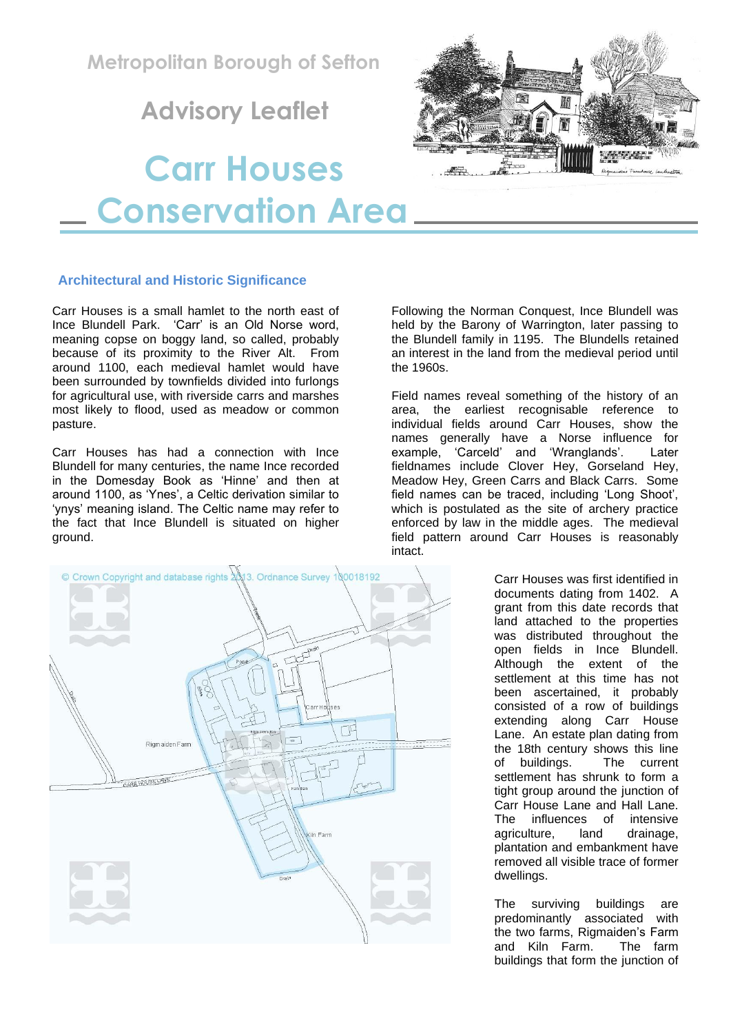Metropolitan Borough of Sefton

Advisory Leaflet

# Carr Houses Conservation Area

## Architectural and Historic Significance

Carr Houses is a small hamlet to the north east of Ince Blundell Park. 'Carr' is an Old Norse word, meaning copse on boggy land, so called, probably because of its proximity to the River Alt. From around 1100, each medieval hamlet would have been surrounded by townfields divided into furlongs for agricultural use, with riverside carrs and marshes most likely to flood, used as meadow or common pasture.

Carr Houses has had a connection with Ince Blundell for many centuries, the name Ince recorded in the Domesday Book as 'Hinne' and then at around 1100, as 'Ynes', a Celtic derivation similar to 'ynys' meaning island. The Celtic name may refer to the fact that Ince Blundell is situated on higher ground.

Following the Norman Conquest, Ince Blundell was held by the Barony of Warrington, later passing to the Blundell family in 1195. The Blundells retained an interest in the land from the medieval period until the 1960s.

Field names reveal something of the history of an area, the earliest recognisable reference to individual fields around Carr Houses, show the names generally have a Norse influence for example, 'Carceld' and 'Wranglands'. Later fieldnames include Clover Hey, Gorseland Hey, Meadow Hey, Green Carrs and Black Carrs. Some field names can be traced, including 'Long Shoot', which is postulated as the site of archery practice enforced by law in the middle ages. The medieval field pattern around Carr Houses is reasonably intact.

© Crown Copyright and database rights 2013. Ordnance Survey 100018192

Carr Houses was first identified in documents dating from 1402. A grant from this date records that land attached to the properties was distributed throughout the open fields in Ince Blundell. Although the extent of the settlement at this time has not been ascertained, it probably consisted of a row of buildings extending along Carr House Lane. An estate plan dating from the 18th century shows this line of buildings. The current settlement has shrunk to form a tight group around the junction of Carr House Lane and Hall Lane. The influences of intensive agriculture, land drainage, plantation and embankment have removed all visible trace of former dwellings.

The surviving buildings are predominantly associated with the two farms, Rigmaiden's Farm and Kiln Farm. The farm buildings that form the junction of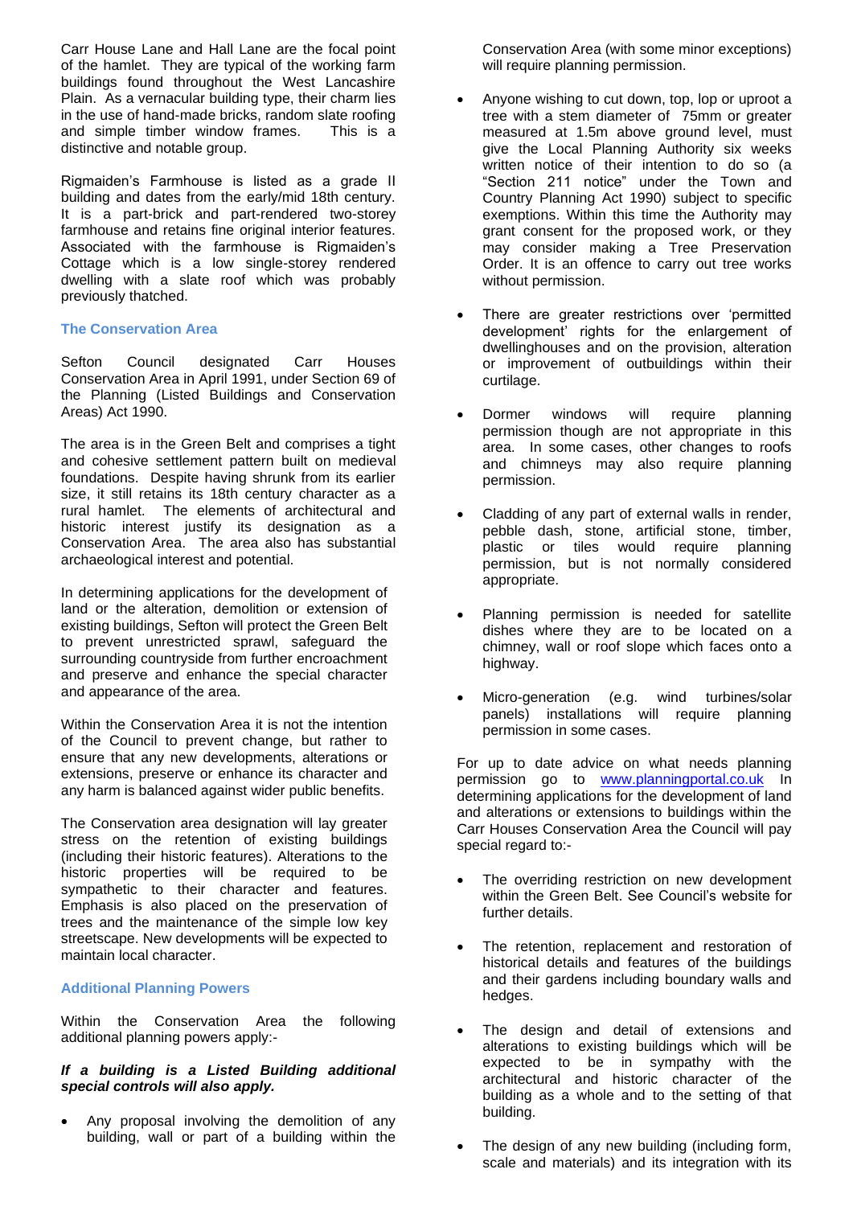Carr House Lane and Hall Lane are the focal point of the hamlet. They are typical of the working farm buildings found throughout the West Lancashire Plain. As a vernacular building type, their charm lies in the use of hand-made bricks, random slate roofing and simple timber window frames. This is a distinctive and notable group.

Rigmaiden's Farmhouse is listed as a grade II building and dates from the early/mid 18th century. It is a part-brick and part-rendered two-storey farmhouse and retains fine original interior features. Associated with the farmhouse is Rigmaiden's Cottage which is a low single-storey rendered dwelling with a slate roof which was probably previously thatched.

## The Conservation Area

Sefton Council designated Carr Houses Conservation Area in April 1991, under Section 69 of the Planning (Listed Buildings and Conservation Areas) Act 1990.

The area is in the Green Belt and comprises a tight and cohesive settlement pattern built on medieval foundations. Despite having shrunk from its earlier size, it still retains its 18th century character as a rural hamlet. The elements of architectural and historic interest justify its designation as a Conservation Area. The area also has substantial archaeological interest and potential.

In determining applications for the development of land or the alteration, demolition or extension of existing buildings, Sefton will protect the Green Belt to prevent unrestricted sprawl, safeguard the surrounding countryside from further encroachment and preserve and enhance the special character and appearance of the area.

Within the Conservation Area it is not the intention of the Council to prevent change, but rather to ensure that any new developments, alterations or extensions, preserve or enhance its character and any harm is balanced against wider public benefits.

The Conservation area designation will lay greater stress on the retention of existing buildings (including their historic features). Alterations to the historic properties will be required to be sympathetic to their character and features. Emphasis is also placed on the preservation of trees and the maintenance of the simple low key streetscape. New developments will be expected to maintain local character.

## Additional Planning Powers

Within the Conservation Area the following additional planning powers apply:-

***If a building is a Listed Building additional special controls will also apply.***

- Any proposal involving the demolition of any building, wall or part of a building within the Conservation Area (with some minor exceptions) will require planning permission.
- Anyone wishing to cut down, top, lop or uproot a tree with a stem diameter of 75mm or greater measured at 1.5m above ground level, must give the Local Planning Authority six weeks written notice of their intention to do so (a "Section 211 notice" under the Town and Country Planning Act 1990) subject to specific exemptions. Within this time the Authority may grant consent for the proposed work, or they may consider making a Tree Preservation Order. It is an offence to carry out tree works without permission.
- There are greater restrictions over 'permitted development' rights for the enlargement of dwellinghouses and on the provision, alteration or improvement of outbuildings within their curtilage.
- Dormer windows will require planning permission though are not appropriate in this area. In some cases, other changes to roofs and chimneys may also require planning permission.
- Cladding of any part of external walls in render, pebble dash, stone, artificial stone, timber, plastic or tiles would require planning permission, but is not normally considered appropriate.
- Planning permission is needed for satellite dishes where they are to be located on a chimney, wall or roof slope which faces onto a highway.
- Micro-generation (e.g. wind turbines/solar panels) installations will require planning permission in some cases.

For up to date advice on what needs planning permission go to www.planningportal.co.uk In determining applications for the development of land and alterations or extensions to buildings within the Carr Houses Conservation Area the Council will pay special regard to:-

- The overriding restriction on new development within the Green Belt. See Council's website for further details.
- The retention, replacement and restoration of historical details and features of the buildings and their gardens including boundary walls and hedges.
- The design and detail of extensions and alterations to existing buildings which will be expected to be in sympathy with the architectural and historic character of the building as a whole and to the setting of that building.
- The design of any new building (including form, scale and materials) and its integration with its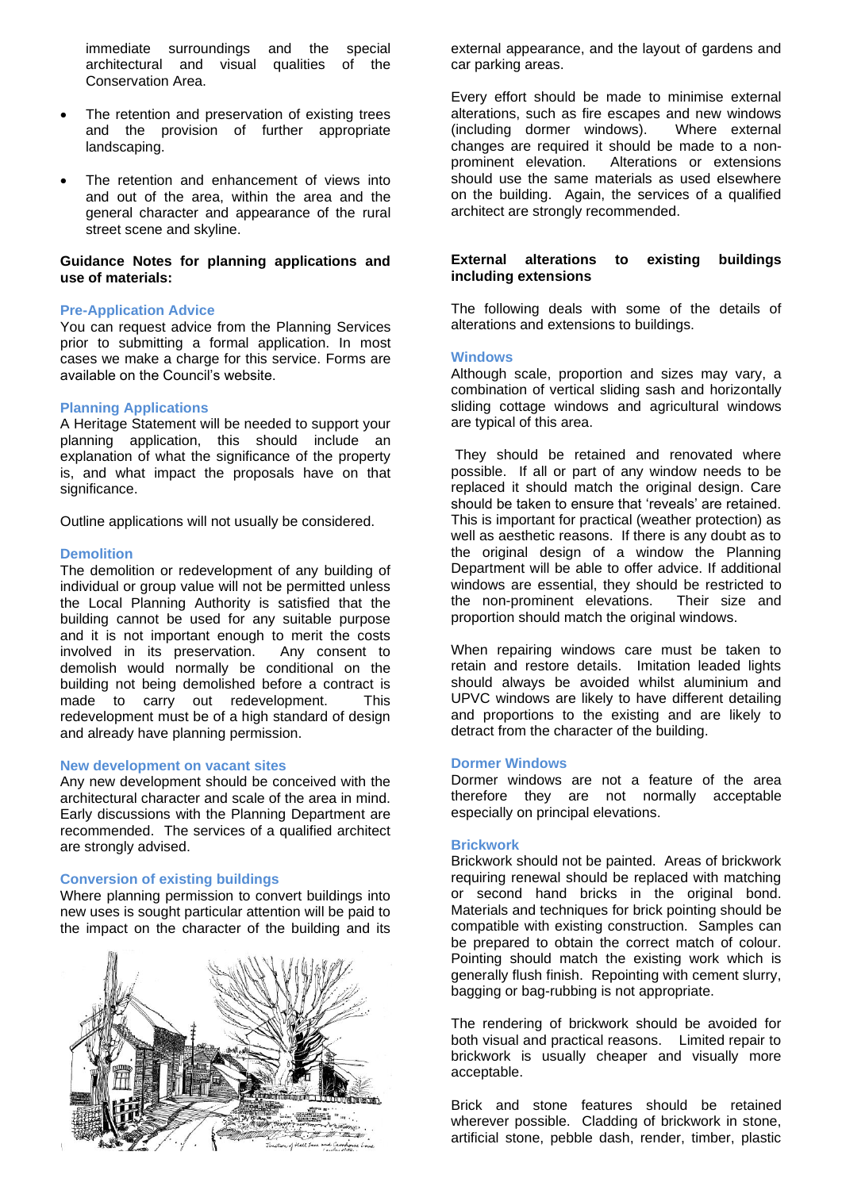immediate surroundings and the special architectural and visual qualities of the Conservation Area.

- The retention and preservation of existing trees and the provision of further appropriate landscaping.
- The retention and enhancement of views into and out of the area, within the area and the general character and appearance of the rural street scene and skyline.

**Guidance Notes for planning applications and use of materials:**

### Pre-Application Advice

You can request advice from the Planning Services prior to submitting a formal application. In most cases we make a charge for this service. Forms are available on the Council's website.

### Planning Applications

A Heritage Statement will be needed to support your planning application, this should include an explanation of what the significance of the property is, and what impact the proposals have on that significance.

Outline applications will not usually be considered.

### Demolition

The demolition or redevelopment of any building of individual or group value will not be permitted unless the Local Planning Authority is satisfied that the building cannot be used for any suitable purpose and it is not important enough to merit the costs involved in its preservation. Any consent to demolish would normally be conditional on the building not being demolished before a contract is made to carry out redevelopment. This redevelopment must be of a high standard of design and already have planning permission.

### New development on vacant sites

Any new development should be conceived with the architectural character and scale of the area in mind. Early discussions with the Planning Department are recommended. The services of a qualified architect are strongly advised.

### Conversion of existing buildings

Where planning permission to convert buildings into new uses is sought particular attention will be paid to the impact on the character of the building and its external appearance, and the layout of gardens and car parking areas.

Every effort should be made to minimise external alterations, such as fire escapes and new windows (including dormer windows). Where external changes are required it should be made to a non-prominent elevation. Alterations or extensions should use the same materials as used elsewhere on the building. Again, the services of a qualified architect are strongly recommended.

**External alterations to existing buildings including extensions**

The following deals with some of the details of alterations and extensions to buildings.

### Windows

Although scale, proportion and sizes may vary, a combination of vertical sliding sash and horizontally sliding cottage windows and agricultural windows are typical of this area.

They should be retained and renovated where possible. If all or part of any window needs to be replaced it should match the original design. Care should be taken to ensure that 'reveals' are retained. This is important for practical (weather protection) as well as aesthetic reasons. If there is any doubt as to the original design of a window the Planning Department will be able to offer advice. If additional windows are essential, they should be restricted to the non-prominent elevations. Their size and proportion should match the original windows.

When repairing windows care must be taken to retain and restore details. Imitation leaded lights should always be avoided whilst aluminium and UPVC windows are likely to have different detailing and proportions to the existing and are likely to detract from the character of the building.

### Dormer Windows

Dormer windows are not a feature of the area therefore they are not normally acceptable especially on principal elevations.

### Brickwork

Brickwork should not be painted. Areas of brickwork requiring renewal should be replaced with matching or second hand bricks in the original bond. Materials and techniques for brick pointing should be compatible with existing construction. Samples can be prepared to obtain the correct match of colour. Pointing should match the existing work which is generally flush finish. Repointing with cement slurry, bagging or bag-rubbing is not appropriate.

The rendering of brickwork should be avoided for both visual and practical reasons. Limited repair to brickwork is usually cheaper and visually more acceptable.

Brick and stone features should be retained wherever possible. Cladding of brickwork in stone, artificial stone, pebble dash, render, timber, plastic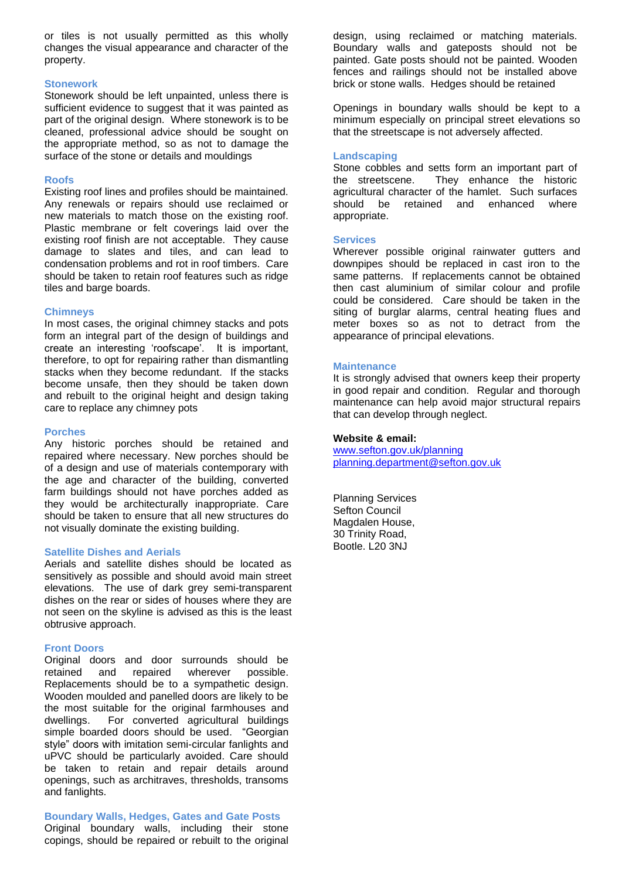or tiles is not usually permitted as this wholly changes the visual appearance and character of the property.

### Stonework

Stonework should be left unpainted, unless there is sufficient evidence to suggest that it was painted as part of the original design. Where stonework is to be cleaned, professional advice should be sought on the appropriate method, so as not to damage the surface of the stone or details and mouldings

### Roofs

Existing roof lines and profiles should be maintained. Any renewals or repairs should use reclaimed or new materials to match those on the existing roof. Plastic membrane or felt coverings laid over the existing roof finish are not acceptable. They cause damage to slates and tiles, and can lead to condensation problems and rot in roof timbers. Care should be taken to retain roof features such as ridge tiles and barge boards.

### Chimneys

In most cases, the original chimney stacks and pots form an integral part of the design of buildings and create an interesting 'roofscape'. It is important, therefore, to opt for repairing rather than dismantling stacks when they become redundant. If the stacks become unsafe, then they should be taken down and rebuilt to the original height and design taking care to replace any chimney pots

### Porches

Any historic porches should be retained and repaired where necessary. New porches should be of a design and use of materials contemporary with the age and character of the building, converted farm buildings should not have porches added as they would be architecturally inappropriate. Care should be taken to ensure that all new structures do not visually dominate the existing building.

### Satellite Dishes and Aerials

Aerials and satellite dishes should be located as sensitively as possible and should avoid main street elevations. The use of dark grey semi-transparent dishes on the rear or sides of houses where they are not seen on the skyline is advised as this is the least obtrusive approach.

### Front Doors

Original doors and door surrounds should be retained and repaired wherever possible. Replacements should be to a sympathetic design. Wooden moulded and panelled doors are likely to be the most suitable for the original farmhouses and dwellings. For converted agricultural buildings simple boarded doors should be used. "Georgian style" doors with imitation semi-circular fanlights and uPVC should be particularly avoided. Care should be taken to retain and repair details around openings, such as architraves, thresholds, transoms and fanlights.

### Boundary Walls, Hedges, Gates and Gate Posts

Original boundary walls, including their stone copings, should be repaired or rebuilt to the original design, using reclaimed or matching materials. Boundary walls and gateposts should not be painted. Gate posts should not be painted. Wooden fences and railings should not be installed above brick or stone walls. Hedges should be retained

Openings in boundary walls should be kept to a minimum especially on principal street elevations so that the streetscape is not adversely affected.

### Landscaping

Stone cobbles and setts form an important part of the streetscene. They enhance the historic agricultural character of the hamlet. Such surfaces should be retained and enhanced where appropriate.

### Services

Wherever possible original rainwater gutters and downpipes should be replaced in cast iron to the same patterns. If replacements cannot be obtained then cast aluminium of similar colour and profile could be considered. Care should be taken in the siting of burglar alarms, central heating flues and meter boxes so as not to detract from the appearance of principal elevations.

### Maintenance

It is strongly advised that owners keep their property in good repair and condition. Regular and thorough maintenance can help avoid major structural repairs that can develop through neglect.

**Website & email:**

www.sefton.gov.uk/planning
planning.department@sefton.gov.uk

Planning Services
Sefton Council
Magdalen House,
30 Trinity Road,
Bootle. L20 3NJ